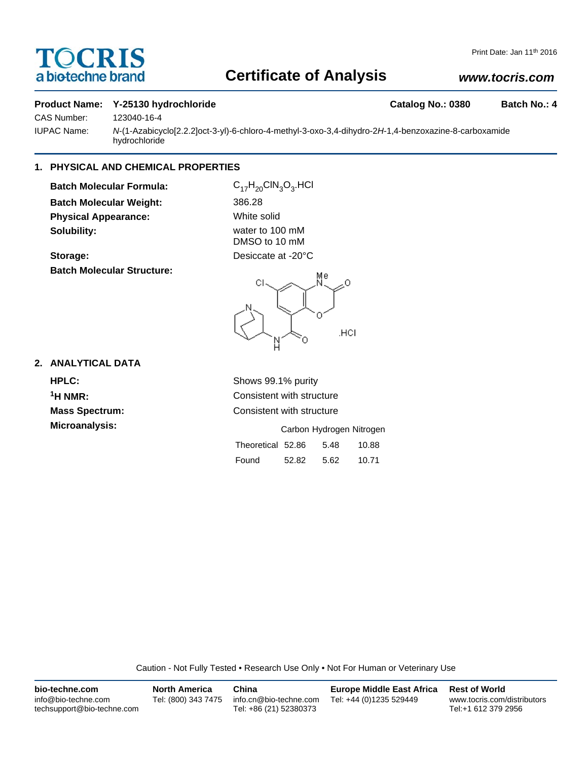# Certificate of Analysis

Print Date: Jan 11th 2016

**TOCRIS** a biotechne brand — www.tocris.com

**Product Name: Y-25130 hydrochloride** | **Catalog No.: 0380** | **Batch No.: 4**

CAS Number: 123040-16-4

IUPAC Name: *N*-(1-Azabicyclo[2.2.2]oct-3-yl)-6-chloro-4-methyl-3-oxo-3,4-dihydro-2*H*-1,4-benzoxazine-8-carboxamide hydrochloride

## 1. PHYSICAL AND CHEMICAL PROPERTIES

**Batch Molecular Formula:** $C_{17}H_{20}ClN_3O_3.HCl$

**Batch Molecular Weight:** 386.28

**Physical Appearance:** White solid

**Solubility:** water to 100 mM
DMSO to 10 mM

**Storage:** Desiccate at -20°C

**Batch Molecular Structure:**

.HCl

## 2. ANALYTICAL DATA

**HPLC:** Shows 99.1% purity

**$^1$H NMR:** Consistent with structure

**Mass Spectrum:** Consistent with structure

**Microanalysis:**

| | Carbon | Hydrogen | Nitrogen |
|---|---|---|---|
| Theoretical | 52.86 | 5.48 | 10.88 |
| Found | 52.82 | 5.62 | 10.71 |

Caution - Not Fully Tested • Research Use Only • Not For Human or Veterinary Use

**bio-techne.com**
info@bio-techne.com
techsupport@bio-techne.com

**North America**
Tel: (800) 343 7475

**China**
info.cn@bio-techne.com
Tel: +86 (21) 52380373

**Europe Middle East Africa**
Tel: +44 (0)1235 529449

**Rest of World**
www.tocris.com/distributors
Tel:+1 612 379 2956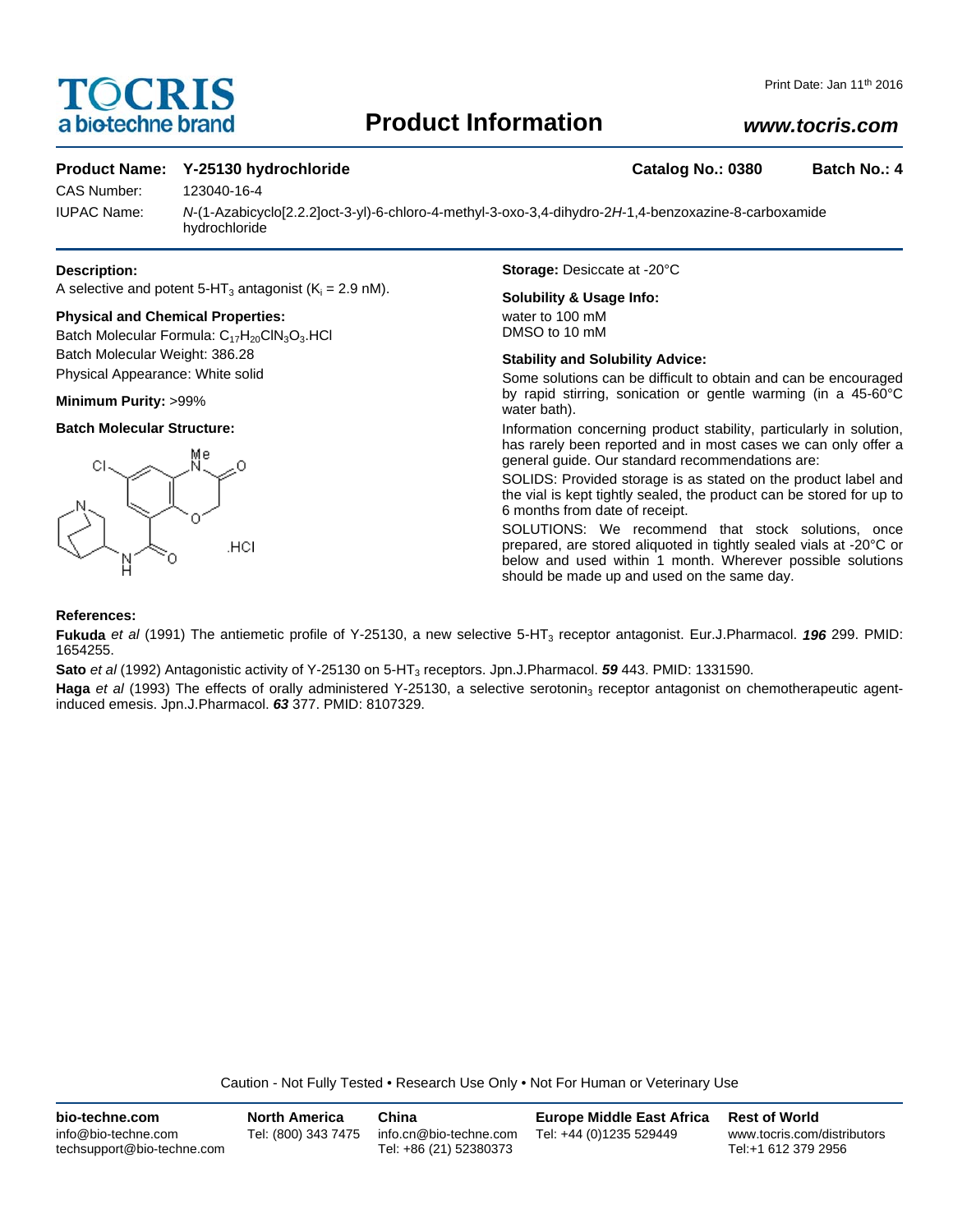# Product Information

**Product Name:** Y-25130 hydrochloride **Catalog No.:** 0380 **Batch No.:** 4

CAS Number: 123040-16-4

IUPAC Name: *N*-(1-Azabicyclo[2.2.2]oct-3-yl)-6-chloro-4-methyl-3-oxo-3,4-dihydro-2*H*-1,4-benzoxazine-8-carboxamide hydrochloride

**Description:**

A selective and potent 5-$HT_3$ antagonist ($K_i$ = 2.9 nM).

**Physical and Chemical Properties:**

Batch Molecular Formula: $C_{17}H_{20}ClN_3O_3$.HCl

Batch Molecular Weight: 386.28

Physical Appearance: White solid

**Minimum Purity:** >99%

**Batch Molecular Structure:**

Me N O Cl O N N H O .HCl

**Storage:** Desiccate at -20°C

**Solubility & Usage Info:**

water to 100 mM

DMSO to 10 mM

**Stability and Solubility Advice:**

Some solutions can be difficult to obtain and can be encouraged by rapid stirring, sonication or gentle warming (in a 45-60°C water bath).

Information concerning product stability, particularly in solution, has rarely been reported and in most cases we can only offer a general guide. Our standard recommendations are:

SOLIDS: Provided storage is as stated on the product label and the vial is kept tightly sealed, the product can be stored for up to 6 months from date of receipt.

SOLUTIONS: We recommend that stock solutions, once prepared, are stored aliquoted in tightly sealed vials at -20°C or below and used within 1 month. Wherever possible solutions should be made up and used on the same day.

**References:**

**Fukuda** *et al* (1991) The antiemetic profile of Y-25130, a new selective 5-$HT_3$ receptor antagonist. Eur.J.Pharmacol. ***196*** 299. PMID: 1654255.

**Sato** *et al* (1992) Antagonistic activity of Y-25130 on 5-$HT_3$ receptors. Jpn.J.Pharmacol. ***59*** 443. PMID: 1331590.

**Haga** *et al* (1993) The effects of orally administered Y-25130, a selective serotonin$_3$ receptor antagonist on chemotherapeutic agent-induced emesis. Jpn.J.Pharmacol. ***63*** 377. PMID: 8107329.

Caution - Not Fully Tested • Research Use Only • Not For Human or Veterinary Use

**bio-techne.com**
info@bio-techne.com
techsupport@bio-techne.com

**North America**
Tel: (800) 343 7475

**China**
info.cn@bio-techne.com
Tel: +86 (21) 52380373

**Europe Middle East Africa**
Tel: +44 (0)1235 529449

**Rest of World**
www.tocris.com/distributors
Tel:+1 612 379 2956